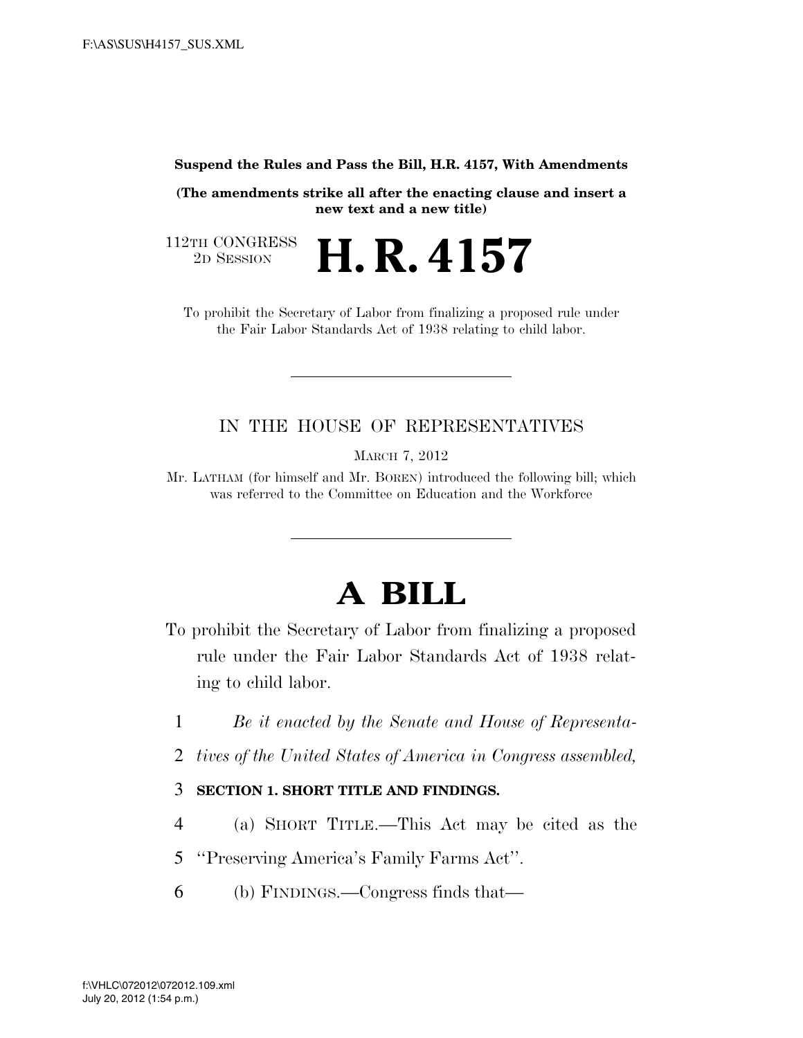**Suspend the Rules and Pass the Bill, H.R. 4157, With Amendments**

**(The amendments strike all after the enacting clause and insert a new text and a new title)**

112TH CONGRESS
2D SESSION

# H. R. 4157

To prohibit the Secretary of Labor from finalizing a proposed rule under the Fair Labor Standards Act of 1938 relating to child labor.

---

IN THE HOUSE OF REPRESENTATIVES

MARCH 7, 2012

Mr. LATHAM (for himself and Mr. BOREN) introduced the following bill; which was referred to the Committee on Education and the Workforce

---

# A BILL

To prohibit the Secretary of Labor from finalizing a proposed rule under the Fair Labor Standards Act of 1938 relating to child labor.

1 *Be it enacted by the Senate and House of Representa-*
2 *tives of the United States of America in Congress assembled,*

3 **SECTION 1. SHORT TITLE AND FINDINGS.**

4 (a) SHORT TITLE.—This Act may be cited as the
5 ''Preserving America's Family Farms Act''.

6 (b) FINDINGS.—Congress finds that—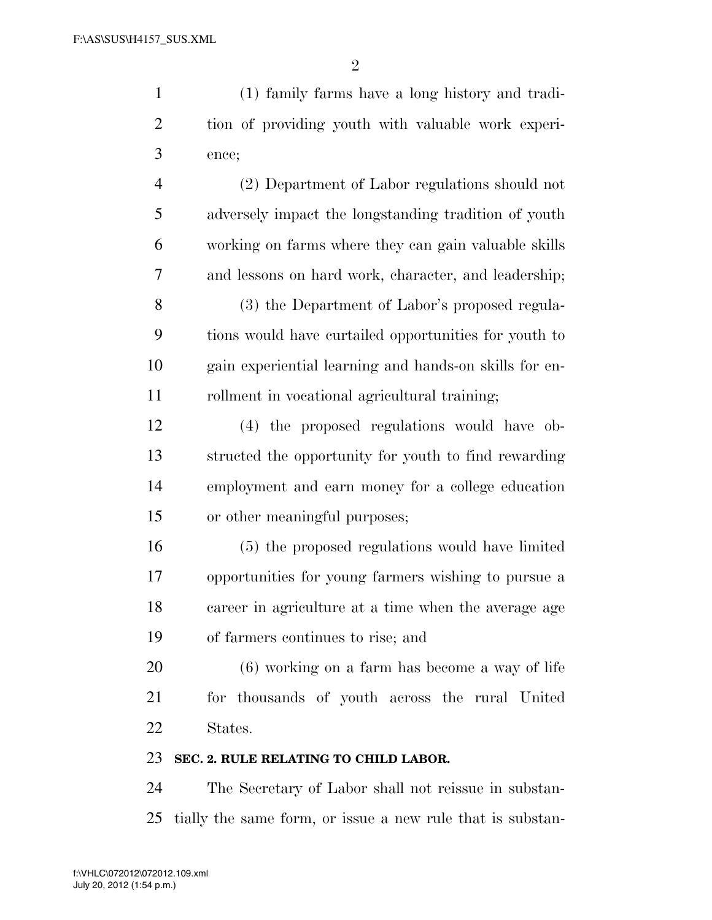(1) family farms have a long history and tradition of providing youth with valuable work experience;

(2) Department of Labor regulations should not adversely impact the longstanding tradition of youth working on farms where they can gain valuable skills and lessons on hard work, character, and leadership;

(3) the Department of Labor's proposed regulations would have curtailed opportunities for youth to gain experiential learning and hands-on skills for enrollment in vocational agricultural training;

(4) the proposed regulations would have obstructed the opportunity for youth to find rewarding employment and earn money for a college education or other meaningful purposes;

(5) the proposed regulations would have limited opportunities for young farmers wishing to pursue a career in agriculture at a time when the average age of farmers continues to rise; and

(6) working on a farm has become a way of life for thousands of youth across the rural United States.

**SEC. 2. RULE RELATING TO CHILD LABOR.**

The Secretary of Labor shall not reissue in substantially the same form, or issue a new rule that is substan-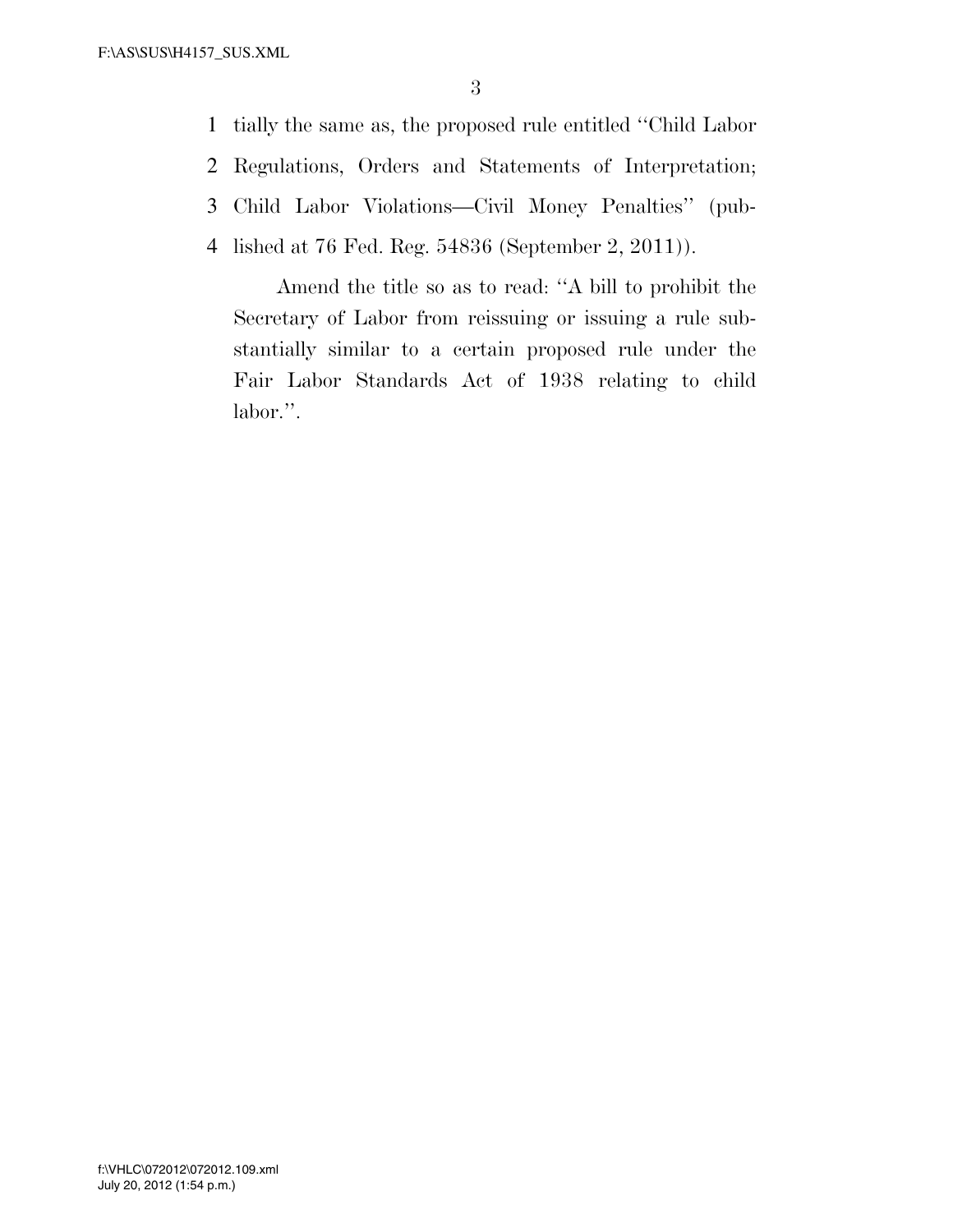tially the same as, the proposed rule entitled ''Child Labor Regulations, Orders and Statements of Interpretation; Child Labor Violations—Civil Money Penalties'' (published at 76 Fed. Reg. 54836 (September 2, 2011)).

Amend the title so as to read: ''A bill to prohibit the Secretary of Labor from reissuing or issuing a rule substantially similar to a certain proposed rule under the Fair Labor Standards Act of 1938 relating to child labor.''.